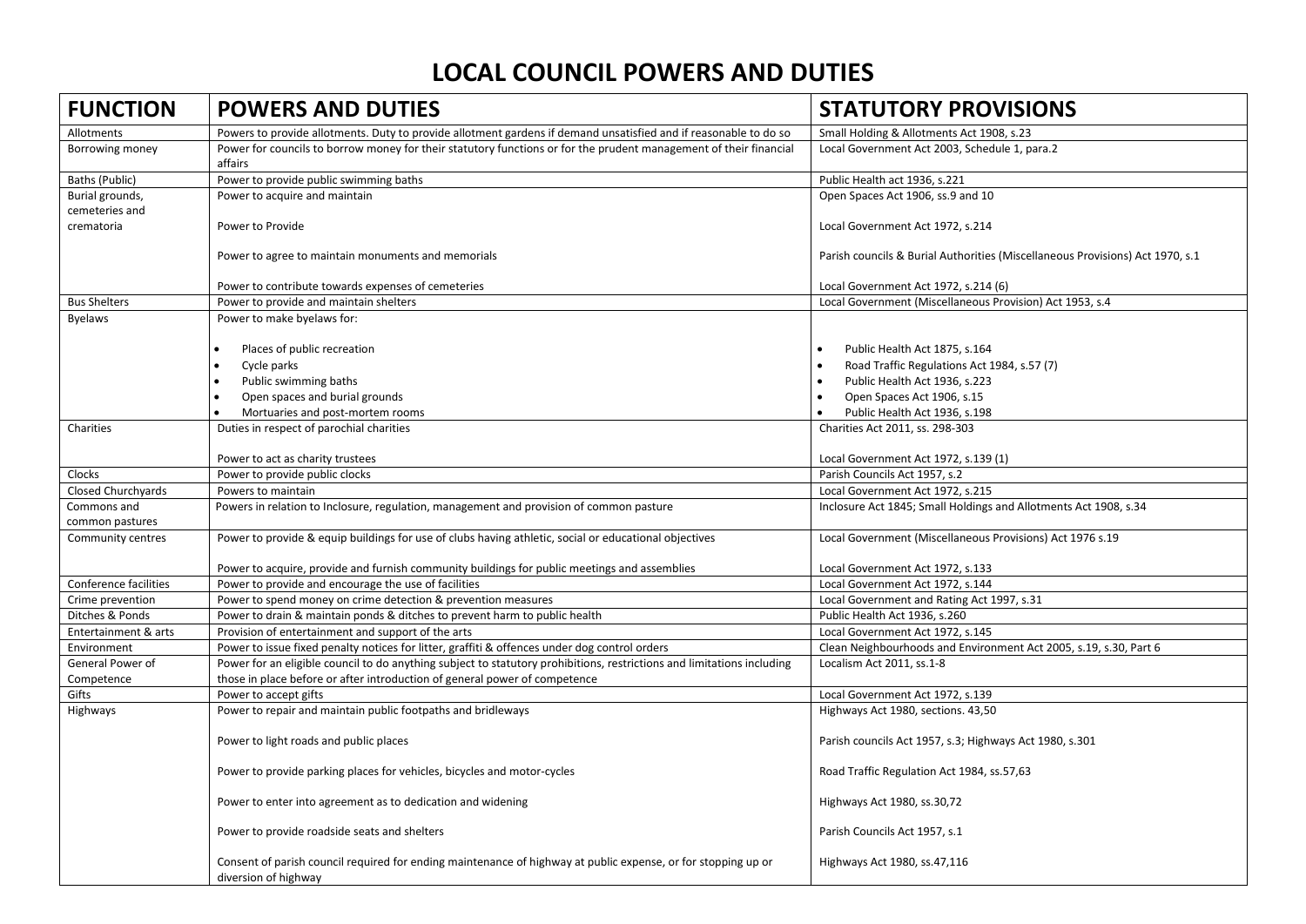# LOCAL COUNCIL POWERS AND DUTIES

| FUNCTION | POWERS AND DUTIES | STATUTORY PROVISIONS |
|---|---|---|
| Allotments | Powers to provide allotments. Duty to provide allotment gardens if demand unsatisfied and if reasonable to do so | Small Holding & Allotments Act 1908, s.23 |
| Borrowing money | Power for councils to borrow money for their statutory functions or for the prudent management of their financial affairs | Local Government Act 2003, Schedule 1, para.2 |
| Baths (Public) | Power to provide public swimming baths | Public Health act 1936, s.221 |
| Burial grounds, cemeteries and crematoria | Power to acquire and maintain | Open Spaces Act 1906, ss.9 and 10 |
| | Power to Provide | Local Government Act 1972, s.214 |
| | Power to agree to maintain monuments and memorials | Parish councils & Burial Authorities (Miscellaneous Provisions) Act 1970, s.1 |
| | Power to contribute towards expenses of cemeteries | Local Government Act 1972, s.214 (6) |
| Bus Shelters | Power to provide and maintain shelters | Local Government (Miscellaneous Provision) Act 1953, s.4 |
| Byelaws | Power to make byelaws for: | |
| | • Places of public recreation | • Public Health Act 1875, s.164 |
| | • Cycle parks | • Road Traffic Regulations Act 1984, s.57 (7) |
| | • Public swimming baths | • Public Health Act 1936, s.223 |
| | • Open spaces and burial grounds | • Open Spaces Act 1906, s.15 |
| | • Mortuaries and post-mortem rooms | • Public Health Act 1936, s.198 |
| Charities | Duties in respect of parochial charities | Charities Act 2011, ss. 298-303 |
| | Power to act as charity trustees | Local Government Act 1972, s.139 (1) |
| Clocks | Power to provide public clocks | Parish Councils Act 1957, s.2 |
| Closed Churchyards | Powers to maintain | Local Government Act 1972, s.215 |
| Commons and common pastures | Powers in relation to Inclosure, regulation, management and provision of common pasture | Inclosure Act 1845; Small Holdings and Allotments Act 1908, s.34 |
| Community centres | Power to provide & equip buildings for use of clubs having athletic, social or educational objectives | Local Government (Miscellaneous Provisions) Act 1976 s.19 |
| | Power to acquire, provide and furnish community buildings for public meetings and assemblies | Local Government Act 1972, s.133 |
| Conference facilities | Power to provide and encourage the use of facilities | Local Government Act 1972, s.144 |
| Crime prevention | Power to spend money on crime detection & prevention measures | Local Government and Rating Act 1997, s.31 |
| Ditches & Ponds | Power to drain & maintain ponds & ditches to prevent harm to public health | Public Health Act 1936, s.260 |
| Entertainment & arts | Provision of entertainment and support of the arts | Local Government Act 1972, s.145 |
| Environment | Power to issue fixed penalty notices for litter, graffiti & offences under dog control orders | Clean Neighbourhoods and Environment Act 2005, s.19, s.30, Part 6 |
| General Power of Competence | Power for an eligible council to do anything subject to statutory prohibitions, restrictions and limitations including those in place before or after introduction of general power of competence | Localism Act 2011, ss.1-8 |
| Gifts | Power to accept gifts | Local Government Act 1972, s.139 |
| Highways | Power to repair and maintain public footpaths and bridleways | Highways Act 1980, sections. 43,50 |
| | Power to light roads and public places | Parish councils Act 1957, s.3; Highways Act 1980, s.301 |
| | Power to provide parking places for vehicles, bicycles and motor-cycles | Road Traffic Regulation Act 1984, ss.57,63 |
| | Power to enter into agreement as to dedication and widening | Highways Act 1980, ss.30,72 |
| | Power to provide roadside seats and shelters | Parish Councils Act 1957, s.1 |
| | Consent of parish council required for ending maintenance of highway at public expense, or for stopping up or diversion of highway | Highways Act 1980, ss.47,116 |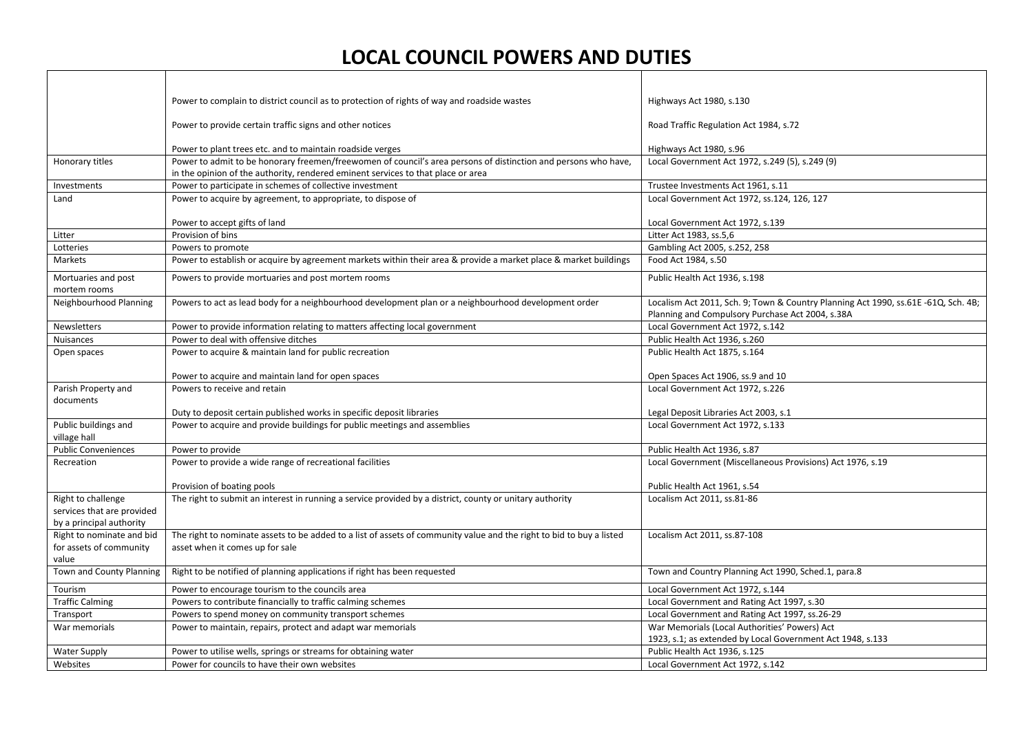# LOCAL COUNCIL POWERS AND DUTIES

| | | |
|---|---|---|
| | Power to complain to district council as to protection of rights of way and roadside wastes | Highways Act 1980, s.130 |
| | Power to provide certain traffic signs and other notices | Road Traffic Regulation Act 1984, s.72 |
| | Power to plant trees etc. and to maintain roadside verges | Highways Act 1980, s.96 |
| Honorary titles | Power to admit to be honorary freemen/freewomen of council's area persons of distinction and persons who have, in the opinion of the authority, rendered eminent services to that place or area | Local Government Act 1972, s.249 (5), s.249 (9) |
| Investments | Power to participate in schemes of collective investment | Trustee Investments Act 1961, s.11 |
| Land | Power to acquire by agreement, to appropriate, to dispose of | Local Government Act 1972, ss.124, 126, 127 |
| | Power to accept gifts of land | Local Government Act 1972, s.139 |
| Litter | Provision of bins | Litter Act 1983, ss.5,6 |
| Lotteries | Powers to promote | Gambling Act 2005, s.252, 258 |
| Markets | Power to establish or acquire by agreement markets within their area & provide a market place & market buildings | Food Act 1984, s.50 |
| Mortuaries and post mortem rooms | Powers to provide mortuaries and post mortem rooms | Public Health Act 1936, s.198 |
| Neighbourhood Planning | Powers to act as lead body for a neighbourhood development plan or a neighbourhood development order | Localism Act 2011, Sch. 9; Town & Country Planning Act 1990, ss.61E -61Q, Sch. 4B; Planning and Compulsory Purchase Act 2004, s.38A |
| Newsletters | Power to provide information relating to matters affecting local government | Local Government Act 1972, s.142 |
| Nuisances | Power to deal with offensive ditches | Public Health Act 1936, s.260 |
| Open spaces | Power to acquire & maintain land for public recreation | Public Health Act 1875, s.164 |
| | Power to acquire and maintain land for open spaces | Open Spaces Act 1906, ss.9 and 10 |
| Parish Property and documents | Powers to receive and retain | Local Government Act 1972, s.226 |
| | Duty to deposit certain published works in specific deposit libraries | Legal Deposit Libraries Act 2003, s.1 |
| Public buildings and village hall | Power to acquire and provide buildings for public meetings and assemblies | Local Government Act 1972, s.133 |
| Public Conveniences | Power to provide | Public Health Act 1936, s.87 |
| Recreation | Power to provide a wide range of recreational facilities | Local Government (Miscellaneous Provisions) Act 1976, s.19 |
| | Provision of boating pools | Public Health Act 1961, s.54 |
| Right to challenge services that are provided by a principal authority | The right to submit an interest in running a service provided by a district, county or unitary authority | Localism Act 2011, ss.81-86 |
| Right to nominate and bid for assets of community value | The right to nominate assets to be added to a list of assets of community value and the right to bid to buy a listed asset when it comes up for sale | Localism Act 2011, ss.87-108 |
| Town and County Planning | Right to be notified of planning applications if right has been requested | Town and Country Planning Act 1990, Sched.1, para.8 |
| Tourism | Power to encourage tourism to the councils area | Local Government Act 1972, s.144 |
| Traffic Calming | Powers to contribute financially to traffic calming schemes | Local Government and Rating Act 1997, s.30 |
| Transport | Powers to spend money on community transport schemes | Local Government and Rating Act 1997, ss.26-29 |
| War memorials | Power to maintain, repairs, protect and adapt war memorials | War Memorials (Local Authorities' Powers) Act 1923, s.1; as extended by Local Government Act 1948, s.133 |
| Water Supply | Power to utilise wells, springs or streams for obtaining water | Public Health Act 1936, s.125 |
| Websites | Power for councils to have their own websites | Local Government Act 1972, s.142 |